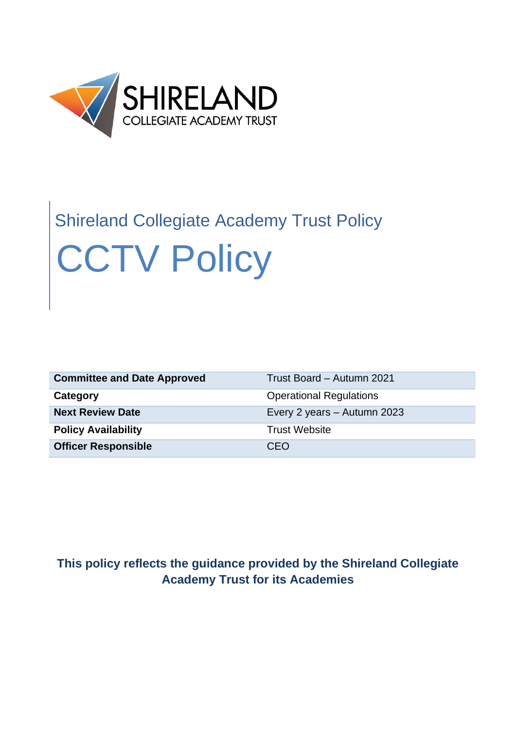SHIRELAND
COLLEGIATE ACADEMY TRUST

## Shireland Collegiate Academy Trust Policy

# CCTV Policy

| | |
|---|---|
| **Committee and Date Approved** | Trust Board – Autumn 2021 |
| **Category** | Operational Regulations |
| **Next Review Date** | Every 2 years – Autumn 2023 |
| **Policy Availability** | Trust Website |
| **Officer Responsible** | CEO |

**This policy reflects the guidance provided by the Shireland Collegiate Academy Trust for its Academies**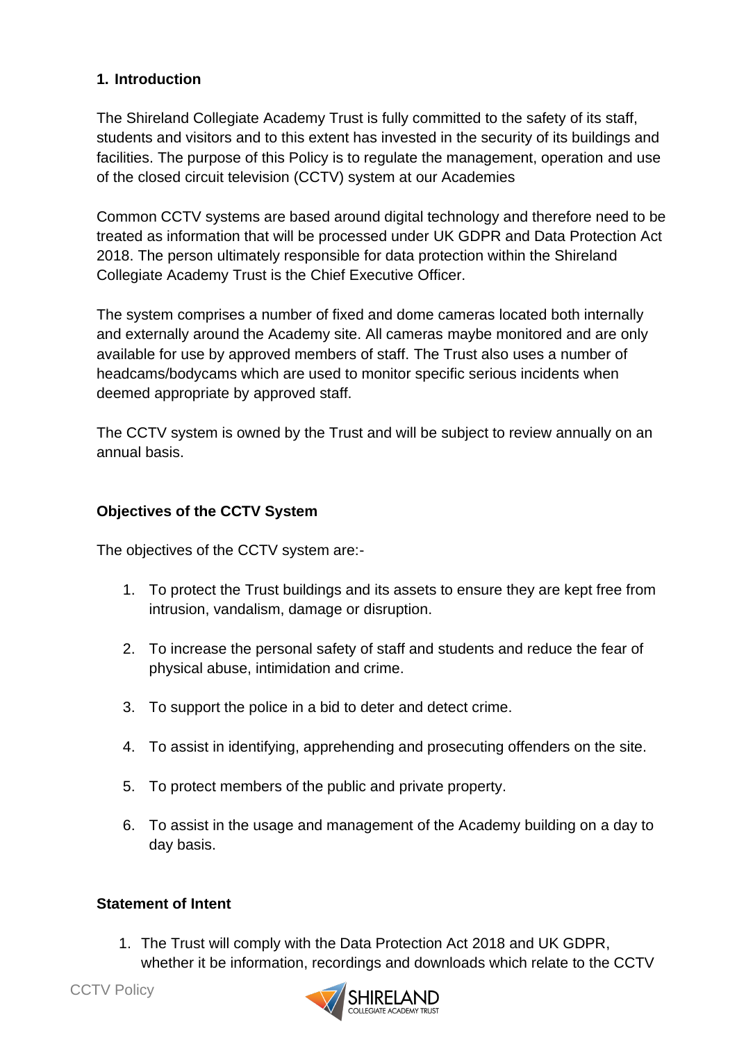## 1. Introduction

The Shireland Collegiate Academy Trust is fully committed to the safety of its staff, students and visitors and to this extent has invested in the security of its buildings and facilities. The purpose of this Policy is to regulate the management, operation and use of the closed circuit television (CCTV) system at our Academies

Common CCTV systems are based around digital technology and therefore need to be treated as information that will be processed under UK GDPR and Data Protection Act 2018. The person ultimately responsible for data protection within the Shireland Collegiate Academy Trust is the Chief Executive Officer.

The system comprises a number of fixed and dome cameras located both internally and externally around the Academy site. All cameras maybe monitored and are only available for use by approved members of staff. The Trust also uses a number of headcams/bodycams which are used to monitor specific serious incidents when deemed appropriate by approved staff.

The CCTV system is owned by the Trust and will be subject to review annually on an annual basis.

### Objectives of the CCTV System

The objectives of the CCTV system are:-

1. To protect the Trust buildings and its assets to ensure they are kept free from intrusion, vandalism, damage or disruption.
2. To increase the personal safety of staff and students and reduce the fear of physical abuse, intimidation and crime.
3. To support the police in a bid to deter and detect crime.
4. To assist in identifying, apprehending and prosecuting offenders on the site.
5. To protect members of the public and private property.
6. To assist in the usage and management of the Academy building on a day to day basis.

### Statement of Intent

1. The Trust will comply with the Data Protection Act 2018 and UK GDPR, whether it be information, recordings and downloads which relate to the CCTV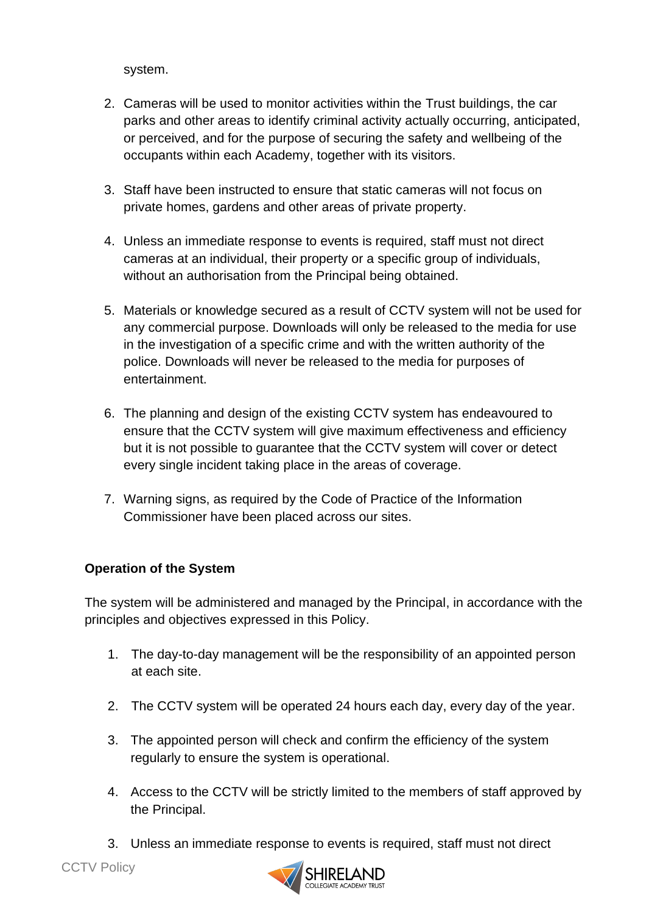system.

2. Cameras will be used to monitor activities within the Trust buildings, the car parks and other areas to identify criminal activity actually occurring, anticipated, or perceived, and for the purpose of securing the safety and wellbeing of the occupants within each Academy, together with its visitors.

3. Staff have been instructed to ensure that static cameras will not focus on private homes, gardens and other areas of private property.

4. Unless an immediate response to events is required, staff must not direct cameras at an individual, their property or a specific group of individuals, without an authorisation from the Principal being obtained.

5. Materials or knowledge secured as a result of CCTV system will not be used for any commercial purpose. Downloads will only be released to the media for use in the investigation of a specific crime and with the written authority of the police. Downloads will never be released to the media for purposes of entertainment.

6. The planning and design of the existing CCTV system has endeavoured to ensure that the CCTV system will give maximum effectiveness and efficiency but it is not possible to guarantee that the CCTV system will cover or detect every single incident taking place in the areas of coverage.

7. Warning signs, as required by the Code of Practice of the Information Commissioner have been placed across our sites.

**Operation of the System**

The system will be administered and managed by the Principal, in accordance with the principles and objectives expressed in this Policy.

1. The day-to-day management will be the responsibility of an appointed person at each site.

2. The CCTV system will be operated 24 hours each day, every day of the year.

3. The appointed person will check and confirm the efficiency of the system regularly to ensure the system is operational.

4. Access to the CCTV will be strictly limited to the members of staff approved by the Principal.

3. Unless an immediate response to events is required, staff must not direct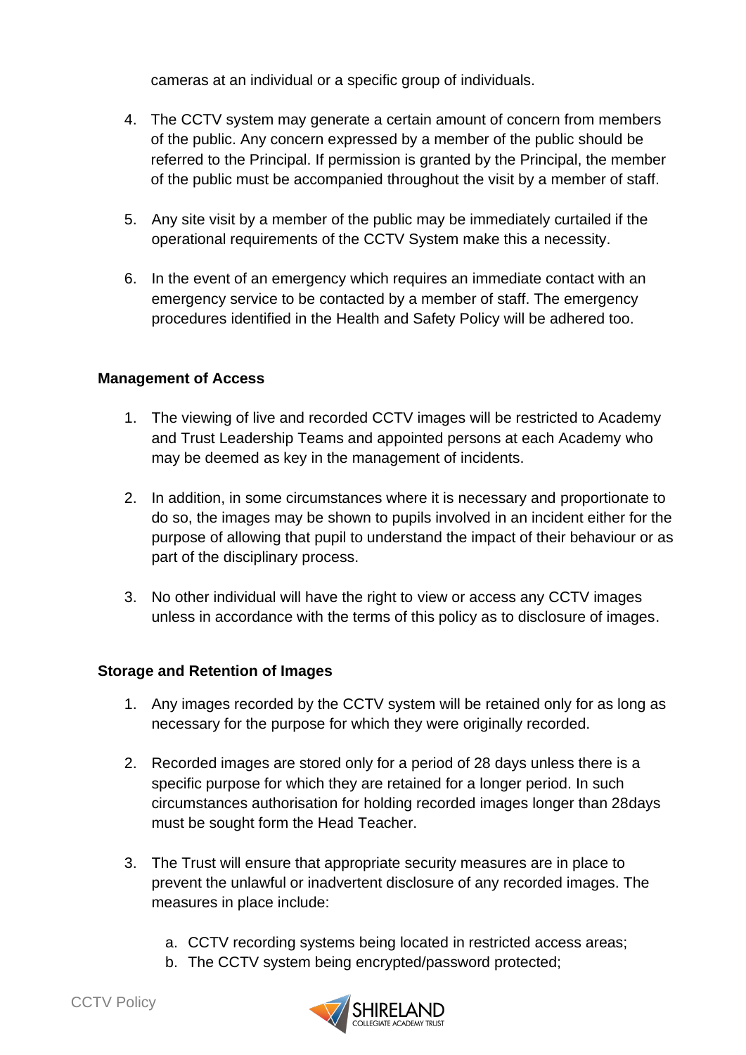cameras at an individual or a specific group of individuals.

4. The CCTV system may generate a certain amount of concern from members of the public. Any concern expressed by a member of the public should be referred to the Principal. If permission is granted by the Principal, the member of the public must be accompanied throughout the visit by a member of staff.

5. Any site visit by a member of the public may be immediately curtailed if the operational requirements of the CCTV System make this a necessity.

6. In the event of an emergency which requires an immediate contact with an emergency service to be contacted by a member of staff. The emergency procedures identified in the Health and Safety Policy will be adhered too.

**Management of Access**

1. The viewing of live and recorded CCTV images will be restricted to Academy and Trust Leadership Teams and appointed persons at each Academy who may be deemed as key in the management of incidents.

2. In addition, in some circumstances where it is necessary and proportionate to do so, the images may be shown to pupils involved in an incident either for the purpose of allowing that pupil to understand the impact of their behaviour or as part of the disciplinary process.

3. No other individual will have the right to view or access any CCTV images unless in accordance with the terms of this policy as to disclosure of images.

**Storage and Retention of Images**

1. Any images recorded by the CCTV system will be retained only for as long as necessary for the purpose for which they were originally recorded.

2. Recorded images are stored only for a period of 28 days unless there is a specific purpose for which they are retained for a longer period. In such circumstances authorisation for holding recorded images longer than 28days must be sought form the Head Teacher.

3. The Trust will ensure that appropriate security measures are in place to prevent the unlawful or inadvertent disclosure of any recorded images. The measures in place include:

   a. CCTV recording systems being located in restricted access areas;
   b. The CCTV system being encrypted/password protected;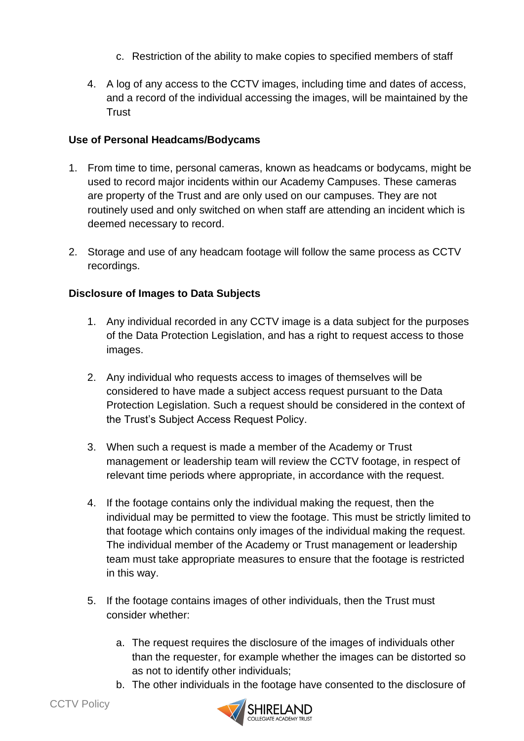c. Restriction of the ability to make copies to specified members of staff

4. A log of any access to the CCTV images, including time and dates of access, and a record of the individual accessing the images, will be maintained by the Trust

**Use of Personal Headcams/Bodycams**

1. From time to time, personal cameras, known as headcams or bodycams, might be used to record major incidents within our Academy Campuses. These cameras are property of the Trust and are only used on our campuses. They are not routinely used and only switched on when staff are attending an incident which is deemed necessary to record.

2. Storage and use of any headcam footage will follow the same process as CCTV recordings.

**Disclosure of Images to Data Subjects**

1. Any individual recorded in any CCTV image is a data subject for the purposes of the Data Protection Legislation, and has a right to request access to those images.

2. Any individual who requests access to images of themselves will be considered to have made a subject access request pursuant to the Data Protection Legislation. Such a request should be considered in the context of the Trust's Subject Access Request Policy.

3. When such a request is made a member of the Academy or Trust management or leadership team will review the CCTV footage, in respect of relevant time periods where appropriate, in accordance with the request.

4. If the footage contains only the individual making the request, then the individual may be permitted to view the footage. This must be strictly limited to that footage which contains only images of the individual making the request. The individual member of the Academy or Trust management or leadership team must take appropriate measures to ensure that the footage is restricted in this way.

5. If the footage contains images of other individuals, then the Trust must consider whether:

    a. The request requires the disclosure of the images of individuals other than the requester, for example whether the images can be distorted so as not to identify other individuals;
    b. The other individuals in the footage have consented to the disclosure of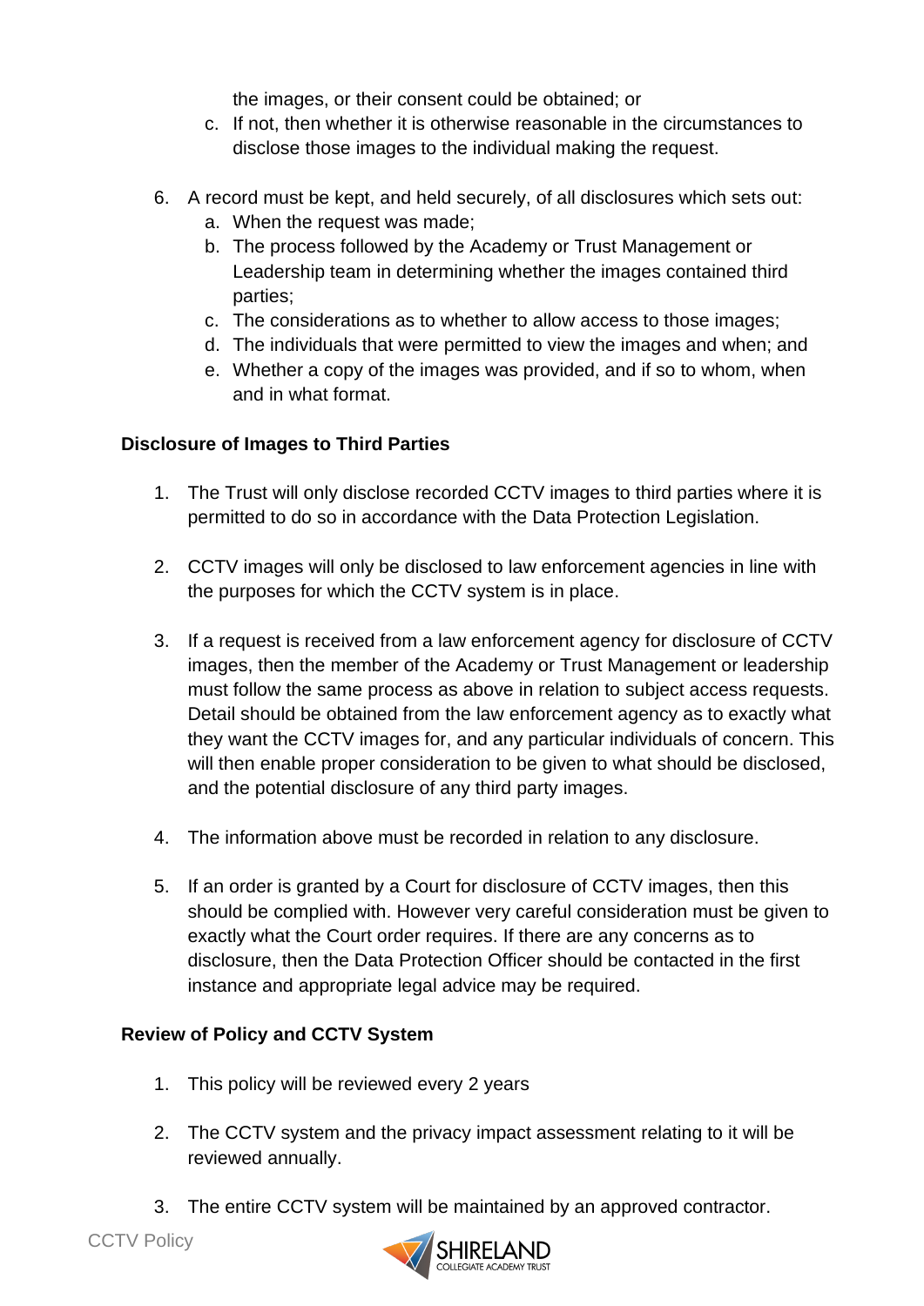the images, or their consent could be obtained; or

   c. If not, then whether it is otherwise reasonable in the circumstances to disclose those images to the individual making the request.

6. A record must be kept, and held securely, of all disclosures which sets out:
   a. When the request was made;
   b. The process followed by the Academy or Trust Management or Leadership team in determining whether the images contained third parties;
   c. The considerations as to whether to allow access to those images;
   d. The individuals that were permitted to view the images and when; and
   e. Whether a copy of the images was provided, and if so to whom, when and in what format.

**Disclosure of Images to Third Parties**

1. The Trust will only disclose recorded CCTV images to third parties where it is permitted to do so in accordance with the Data Protection Legislation.

2. CCTV images will only be disclosed to law enforcement agencies in line with the purposes for which the CCTV system is in place.

3. If a request is received from a law enforcement agency for disclosure of CCTV images, then the member of the Academy or Trust Management or leadership must follow the same process as above in relation to subject access requests. Detail should be obtained from the law enforcement agency as to exactly what they want the CCTV images for, and any particular individuals of concern. This will then enable proper consideration to be given to what should be disclosed, and the potential disclosure of any third party images.

4. The information above must be recorded in relation to any disclosure.

5. If an order is granted by a Court for disclosure of CCTV images, then this should be complied with. However very careful consideration must be given to exactly what the Court order requires. If there are any concerns as to disclosure, then the Data Protection Officer should be contacted in the first instance and appropriate legal advice may be required.

**Review of Policy and CCTV System**

1. This policy will be reviewed every 2 years

2. The CCTV system and the privacy impact assessment relating to it will be reviewed annually.

3. The entire CCTV system will be maintained by an approved contractor.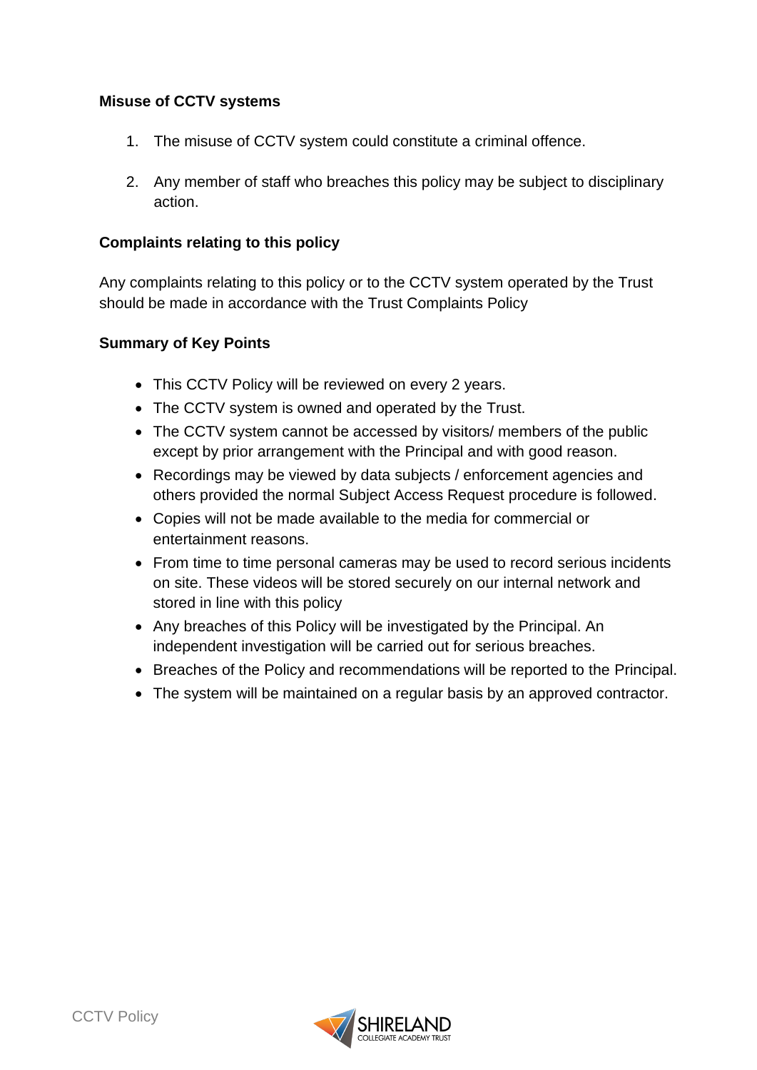**Misuse of CCTV systems**

1. The misuse of CCTV system could constitute a criminal offence.
2. Any member of staff who breaches this policy may be subject to disciplinary action.

**Complaints relating to this policy**

Any complaints relating to this policy or to the CCTV system operated by the Trust should be made in accordance with the Trust Complaints Policy

**Summary of Key Points**

- This CCTV Policy will be reviewed on every 2 years.
- The CCTV system is owned and operated by the Trust.
- The CCTV system cannot be accessed by visitors/ members of the public except by prior arrangement with the Principal and with good reason.
- Recordings may be viewed by data subjects / enforcement agencies and others provided the normal Subject Access Request procedure is followed.
- Copies will not be made available to the media for commercial or entertainment reasons.
- From time to time personal cameras may be used to record serious incidents on site. These videos will be stored securely on our internal network and stored in line with this policy
- Any breaches of this Policy will be investigated by the Principal. An independent investigation will be carried out for serious breaches.
- Breaches of the Policy and recommendations will be reported to the Principal.
- The system will be maintained on a regular basis by an approved contractor.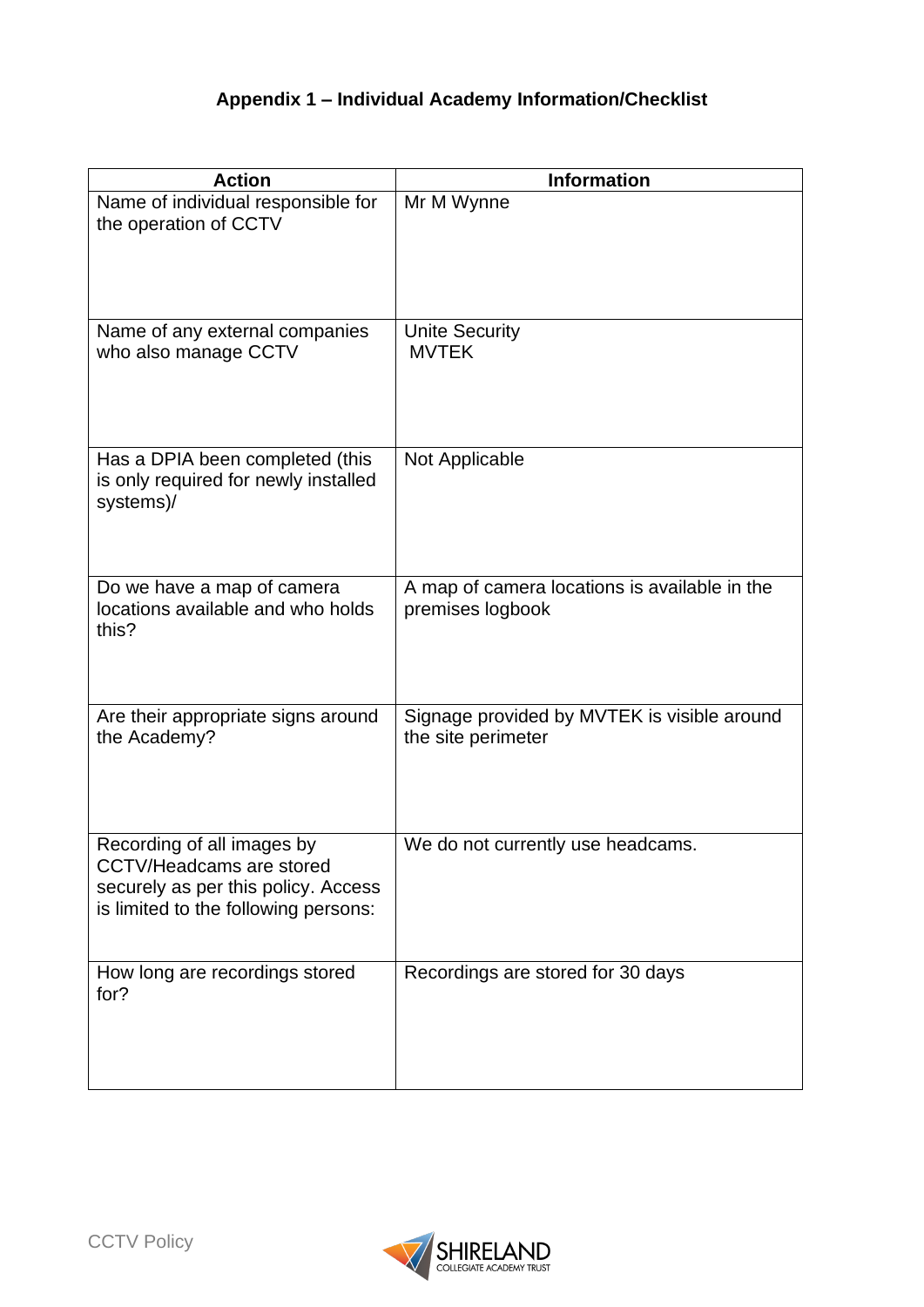### Appendix 1 – Individual Academy Information/Checklist

| Action | Information |
| --- | --- |
| Name of individual responsible for the operation of CCTV | Mr M Wynne |
| Name of any external companies who also manage CCTV | Unite Security<br>MVTEK |
| Has a DPIA been completed (this is only required for newly installed systems)/ | Not Applicable |
| Do we have a map of camera locations available and who holds this? | A map of camera locations is available in the premises logbook |
| Are their appropriate signs around the Academy? | Signage provided by MVTEK is visible around the site perimeter |
| Recording of all images by CCTV/Headcams are stored securely as per this policy. Access is limited to the following persons: | We do not currently use headcams. |
| How long are recordings stored for? | Recordings are stored for 30 days |